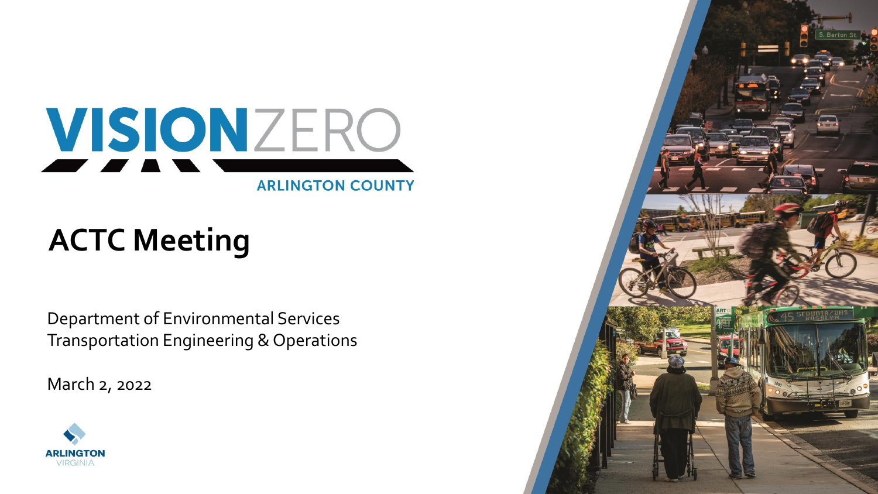# VISION ZERO

**ARLINGTON COUNTY**

# ACTC Meeting

Department of Environmental Services
Transportation Engineering & Operations

March 2, 2022

ARLINGTON
VIRGINIA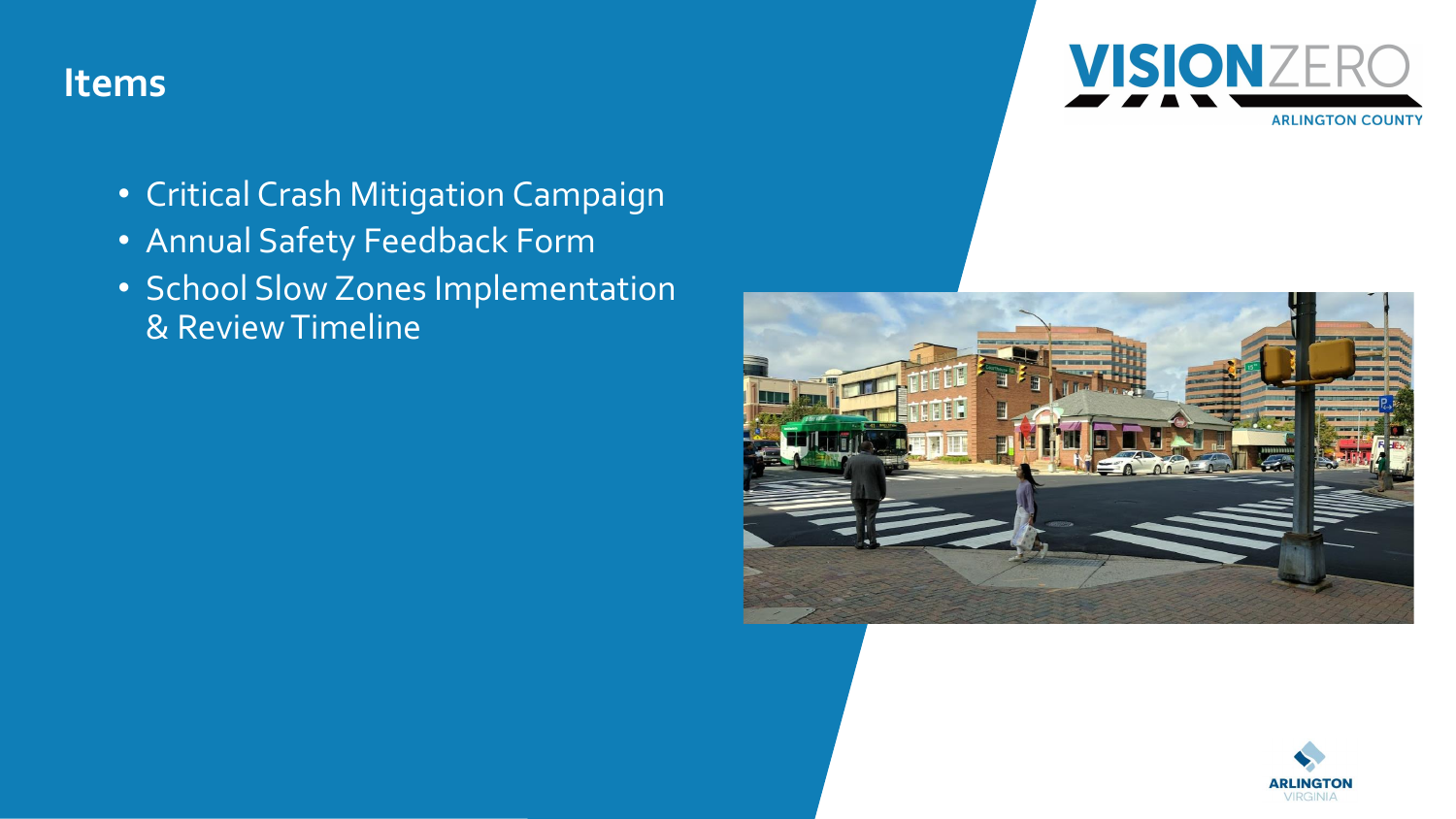# Items

- Critical Crash Mitigation Campaign
- Annual Safety Feedback Form
- School Slow Zones Implementation & Review Timeline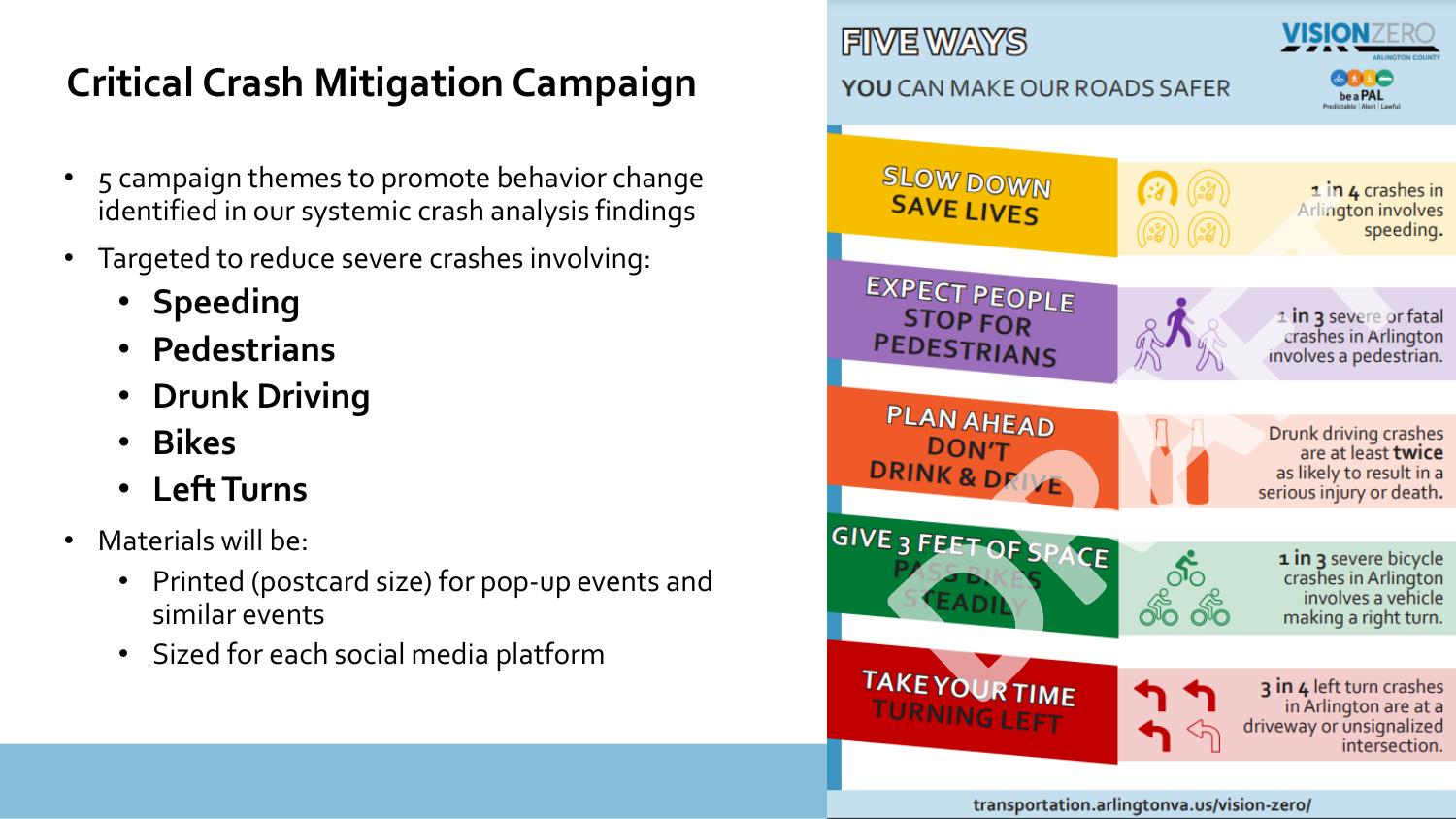# Critical Crash Mitigation Campaign

- 5 campaign themes to promote behavior change identified in our systemic crash analysis findings
- Targeted to reduce severe crashes involving:
  - **Speeding**
  - **Pedestrians**
  - **Drunk Driving**
  - **Bikes**
  - **Left Turns**
- Materials will be:
  - Printed (postcard size) for pop-up events and similar events
  - Sized for each social media platform

## FIVE WAYS

YOU CAN MAKE OUR ROADS SAFER

VISION ZERO ARLINGTON COUNTY

be a PAL — Predictable | Alert | Lawful

| | |
|---|---|
| **SLOW DOWN SAVE LIVES** | **1 in 4** crashes in Arlington involves speeding. |
| **EXPECT PEOPLE STOP FOR PEDESTRIANS** | **1 in 3** severe or fatal crashes in Arlington involves a pedestrian. |
| **PLAN AHEAD DON'T DRINK & DRIVE** | Drunk driving crashes are at least **twice** as likely to result in a serious injury or death. |
| **GIVE 3 FEET OF SPACE PASS BIKES STEADILY** | **1 in 3** severe bicycle crashes in Arlington involves a vehicle making a right turn. |
| **TAKE YOUR TIME TURNING LEFT** | **3 in 4** left turn crashes in Arlington are at a driveway or unsignalized intersection. |

transportation.arlingtonva.us/vision-zero/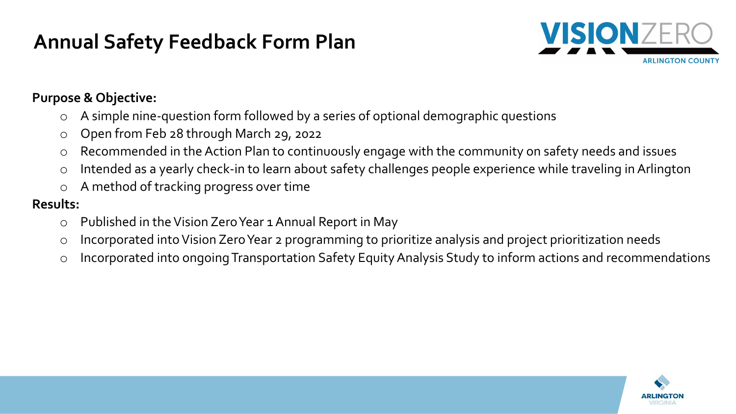# Annual Safety Feedback Form Plan

**Purpose & Objective:**

- A simple nine-question form followed by a series of optional demographic questions
- Open from Feb 28 through March 29, 2022
- Recommended in the Action Plan to continuously engage with the community on safety needs and issues
- Intended as a yearly check-in to learn about safety challenges people experience while traveling in Arlington
- A method of tracking progress over time

**Results:**

- Published in the Vision Zero Year 1 Annual Report in May
- Incorporated into Vision Zero Year 2 programming to prioritize analysis and project prioritization needs
- Incorporated into ongoing Transportation Safety Equity Analysis Study to inform actions and recommendations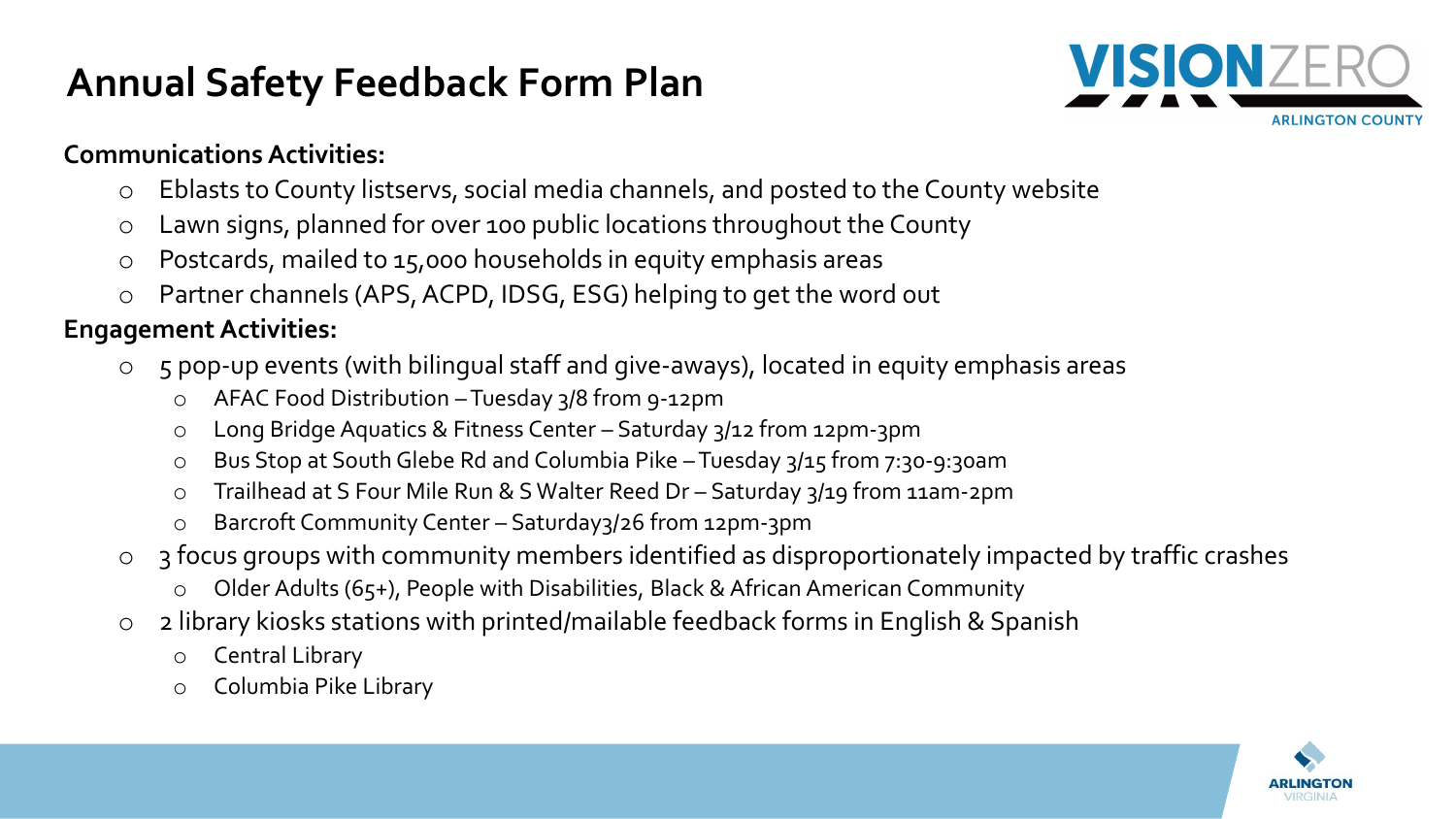# Annual Safety Feedback Form Plan

**Communications Activities:**

- Eblasts to County listservs, social media channels, and posted to the County website
- Lawn signs, planned for over 100 public locations throughout the County
- Postcards, mailed to 15,000 households in equity emphasis areas
- Partner channels (APS, ACPD, IDSG, ESG) helping to get the word out

**Engagement Activities:**

- 5 pop-up events (with bilingual staff and give-aways), located in equity emphasis areas
  - AFAC Food Distribution – Tuesday 3/8 from 9-12pm
  - Long Bridge Aquatics & Fitness Center – Saturday 3/12 from 12pm-3pm
  - Bus Stop at South Glebe Rd and Columbia Pike – Tuesday 3/15 from 7:30-9:30am
  - Trailhead at S Four Mile Run & S Walter Reed Dr – Saturday 3/19 from 11am-2pm
  - Barcroft Community Center – Saturday3/26 from 12pm-3pm
- 3 focus groups with community members identified as disproportionately impacted by traffic crashes
  - Older Adults (65+), People with Disabilities, Black & African American Community
- 2 library kiosks stations with printed/mailable feedback forms in English & Spanish
  - Central Library
  - Columbia Pike Library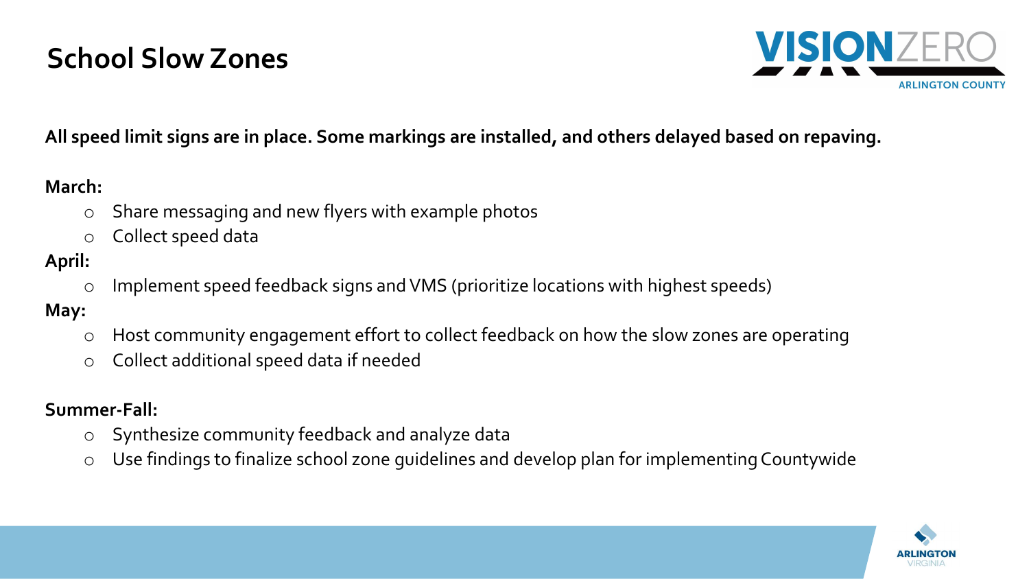# School Slow Zones

**All speed limit signs are in place. Some markings are installed, and others delayed based on repaving.**

**March:**

- Share messaging and new flyers with example photos
- Collect speed data

**April:**

- Implement speed feedback signs and VMS (prioritize locations with highest speeds)

**May:**

- Host community engagement effort to collect feedback on how the slow zones are operating
- Collect additional speed data if needed

**Summer-Fall:**

- Synthesize community feedback and analyze data
- Use findings to finalize school zone guidelines and develop plan for implementing Countywide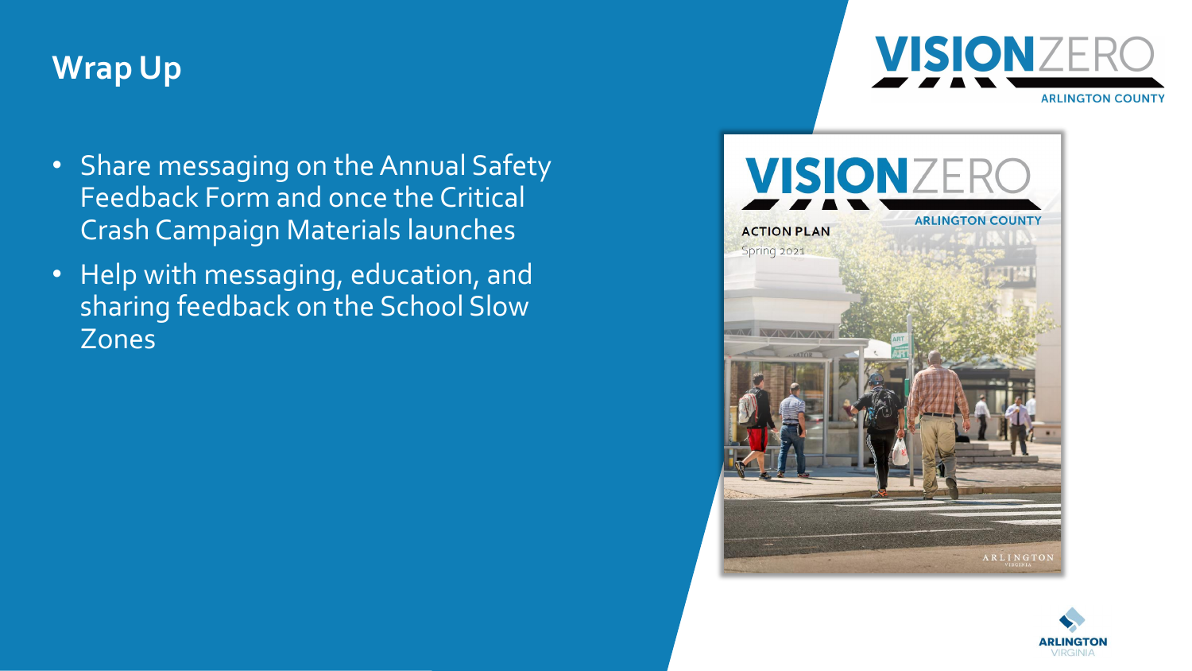## Wrap Up

- Share messaging on the Annual Safety Feedback Form and once the Critical Crash Campaign Materials launches
- Help with messaging, education, and sharing feedback on the School Slow Zones